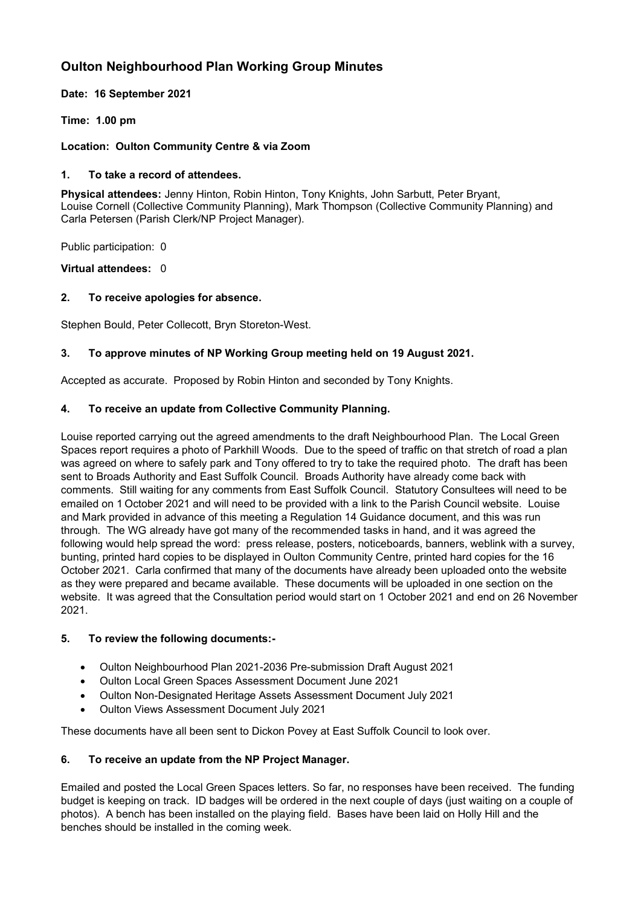# Oulton Neighbourhood Plan Working Group Minutes

**Date: 16 September 2021**

**Time: 1.00 pm**

**Location: Oulton Community Centre & via Zoom**

## 1. To take a record of attendees.

**Physical attendees:** Jenny Hinton, Robin Hinton, Tony Knights, John Sarbutt, Peter Bryant, Louise Cornell (Collective Community Planning), Mark Thompson (Collective Community Planning) and Carla Petersen (Parish Clerk/NP Project Manager).

Public participation: 0

**Virtual attendees:** 0

## 2. To receive apologies for absence.

Stephen Bould, Peter Collecott, Bryn Storeton-West.

## 3. To approve minutes of NP Working Group meeting held on 19 August 2021.

Accepted as accurate. Proposed by Robin Hinton and seconded by Tony Knights.

## 4. To receive an update from Collective Community Planning.

Louise reported carrying out the agreed amendments to the draft Neighbourhood Plan. The Local Green Spaces report requires a photo of Parkhill Woods. Due to the speed of traffic on that stretch of road a plan was agreed on where to safely park and Tony offered to try to take the required photo. The draft has been sent to Broads Authority and East Suffolk Council. Broads Authority have already come back with comments. Still waiting for any comments from East Suffolk Council. Statutory Consultees will need to be emailed on 1 October 2021 and will need to be provided with a link to the Parish Council website. Louise and Mark provided in advance of this meeting a Regulation 14 Guidance document, and this was run through. The WG already have got many of the recommended tasks in hand, and it was agreed the following would help spread the word: press release, posters, noticeboards, banners, weblink with a survey, bunting, printed hard copies to be displayed in Oulton Community Centre, printed hard copies for the 16 October 2021. Carla confirmed that many of the documents have already been uploaded onto the website as they were prepared and became available. These documents will be uploaded in one section on the website. It was agreed that the Consultation period would start on 1 October 2021 and end on 26 November 2021.

## 5. To review the following documents:-

- Oulton Neighbourhood Plan 2021-2036 Pre-submission Draft August 2021
- Oulton Local Green Spaces Assessment Document June 2021
- Oulton Non-Designated Heritage Assets Assessment Document July 2021
- Oulton Views Assessment Document July 2021

These documents have all been sent to Dickon Povey at East Suffolk Council to look over.

## 6. To receive an update from the NP Project Manager.

Emailed and posted the Local Green Spaces letters. So far, no responses have been received. The funding budget is keeping on track. ID badges will be ordered in the next couple of days (just waiting on a couple of photos). A bench has been installed on the playing field. Bases have been laid on Holly Hill and the benches should be installed in the coming week.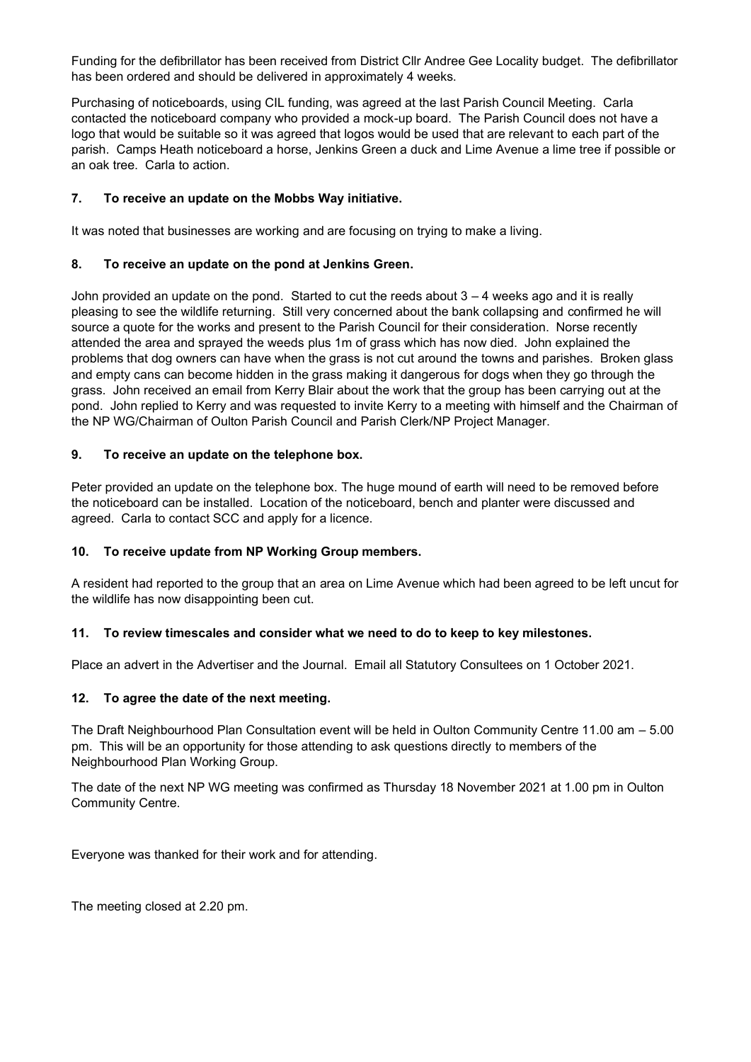Funding for the defibrillator has been received from District Cllr Andree Gee Locality budget. The defibrillator has been ordered and should be delivered in approximately 4 weeks.

Purchasing of noticeboards, using CIL funding, was agreed at the last Parish Council Meeting. Carla contacted the noticeboard company who provided a mock-up board. The Parish Council does not have a logo that would be suitable so it was agreed that logos would be used that are relevant to each part of the parish. Camps Heath noticeboard a horse, Jenkins Green a duck and Lime Avenue a lime tree if possible or an oak tree. Carla to action.

### 7. To receive an update on the Mobbs Way initiative.

It was noted that businesses are working and are focusing on trying to make a living.

### 8. To receive an update on the pond at Jenkins Green.

John provided an update on the pond. Started to cut the reeds about 3 – 4 weeks ago and it is really pleasing to see the wildlife returning. Still very concerned about the bank collapsing and confirmed he will source a quote for the works and present to the Parish Council for their consideration. Norse recently attended the area and sprayed the weeds plus 1m of grass which has now died. John explained the problems that dog owners can have when the grass is not cut around the towns and parishes. Broken glass and empty cans can become hidden in the grass making it dangerous for dogs when they go through the grass. John received an email from Kerry Blair about the work that the group has been carrying out at the pond. John replied to Kerry and was requested to invite Kerry to a meeting with himself and the Chairman of the NP WG/Chairman of Oulton Parish Council and Parish Clerk/NP Project Manager.

### 9. To receive an update on the telephone box.

Peter provided an update on the telephone box. The huge mound of earth will need to be removed before the noticeboard can be installed. Location of the noticeboard, bench and planter were discussed and agreed. Carla to contact SCC and apply for a licence.

### 10. To receive update from NP Working Group members.

A resident had reported to the group that an area on Lime Avenue which had been agreed to be left uncut for the wildlife has now disappointing been cut.

### 11. To review timescales and consider what we need to do to keep to key milestones.

Place an advert in the Advertiser and the Journal. Email all Statutory Consultees on 1 October 2021.

### 12. To agree the date of the next meeting.

The Draft Neighbourhood Plan Consultation event will be held in Oulton Community Centre 11.00 am – 5.00 pm. This will be an opportunity for those attending to ask questions directly to members of the Neighbourhood Plan Working Group.

The date of the next NP WG meeting was confirmed as Thursday 18 November 2021 at 1.00 pm in Oulton Community Centre.

Everyone was thanked for their work and for attending.

The meeting closed at 2.20 pm.